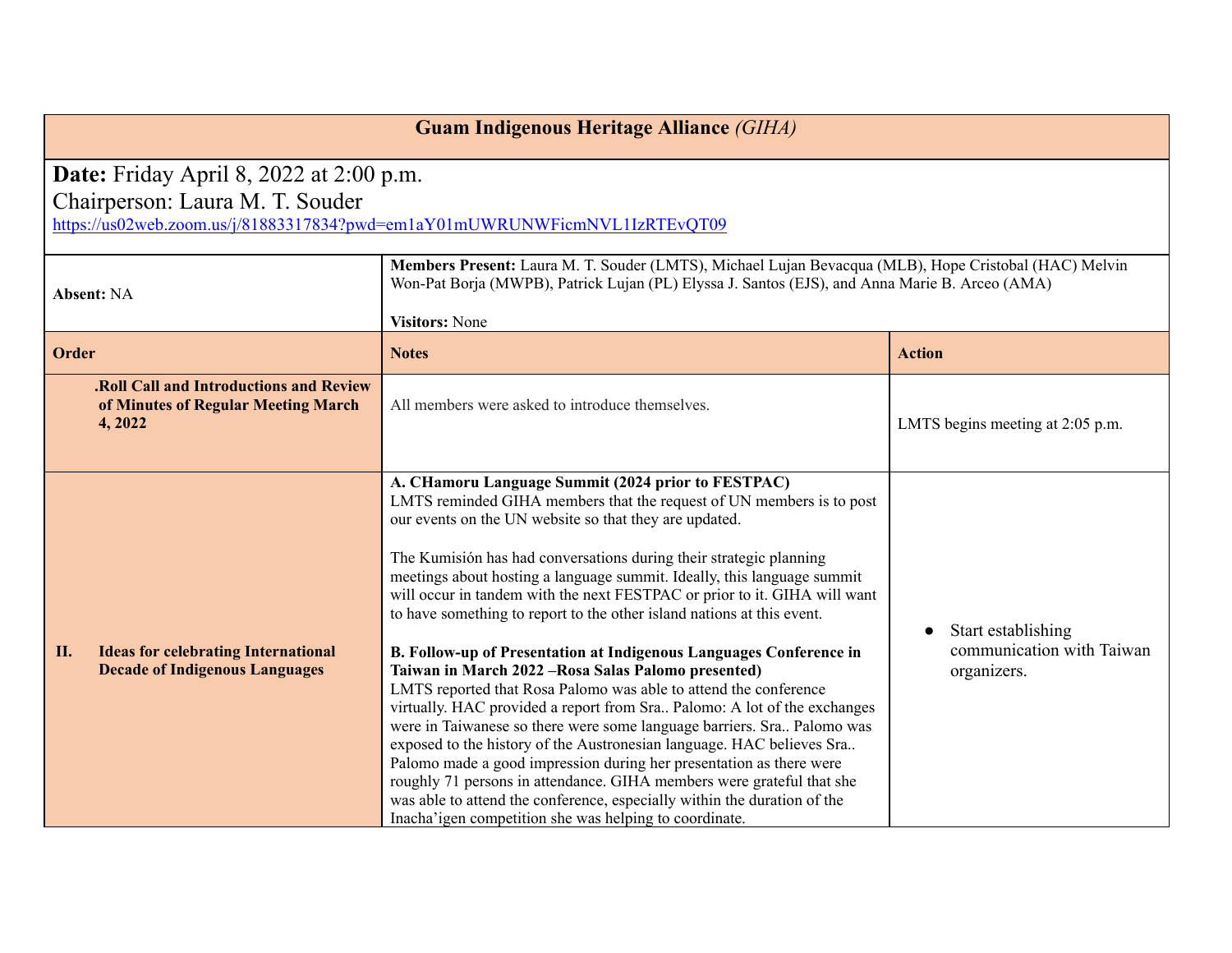| **Guam Indigenous Heritage Alliance** *(GIHA)* | | |
|---|---|---|
| **Date:** Friday April 8, 2022 at 2:00 p.m.<br>Chairperson: Laura M. T. Souder<br>https://us02web.zoom.us/j/81883317834?pwd=em1aY01mUWRUNWFicmNVL1IzRTEvQT09 | | |
| **Absent:** NA | **Members Present:** Laura M. T. Souder (LMTS), Michael Lujan Bevacqua (MLB), Hope Cristobal (HAC) Melvin Won-Pat Borja (MWPB), Patrick Lujan (PL) Elyssa J. Santos (EJS), and Anna Marie B. Arceo (AMA)<br><br>**Visitors:** None | |
| **Order** | **Notes** | **Action** |
| **.Roll Call and Introductions and Review of Minutes of Regular Meeting March 4, 2022** | All members were asked to introduce themselves. | LMTS begins meeting at 2:05 p.m. |
| **II. Ideas for celebrating International Decade of Indigenous Languages** | **A. CHamoru Language Summit (2024 prior to FESTPAC)**<br>LMTS reminded GIHA members that the request of UN members is to post our events on the UN website so that they are updated.<br><br>The Kumisión has had conversations during their strategic planning meetings about hosting a language summit. Ideally, this language summit will occur in tandem with the next FESTPAC or prior to it. GIHA will want to have something to report to the other island nations at this event.<br><br>**B. Follow-up of Presentation at Indigenous Languages Conference in Taiwan in March 2022 –Rosa Salas Palomo presented)**<br>LMTS reported that Rosa Palomo was able to attend the conference virtually. HAC provided a report from Sra.. Palomo: A lot of the exchanges were in Taiwanese so there were some language barriers. Sra.. Palomo was exposed to the history of the Austronesian language. HAC believes Sra.. Palomo made a good impression during her presentation as there were roughly 71 persons in attendance. GIHA members were grateful that she was able to attend the conference, especially within the duration of the Inacha'igen competition she was helping to coordinate. | • Start establishing communication with Taiwan organizers. |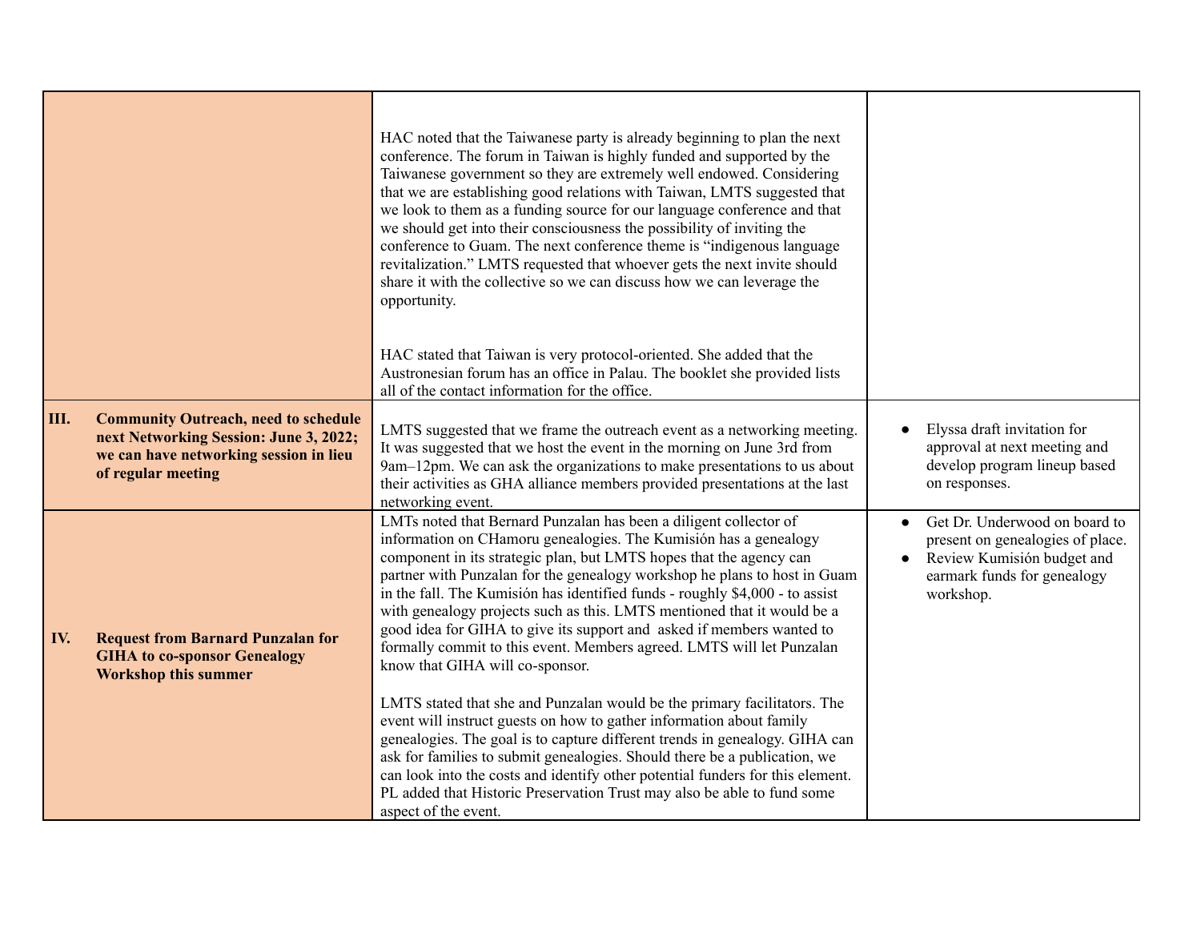| | | |
|---|---|---|
| | HAC noted that the Taiwanese party is already beginning to plan the next conference. The forum in Taiwan is highly funded and supported by the Taiwanese government so they are extremely well endowed. Considering that we are establishing good relations with Taiwan, LMTS suggested that we look to them as a funding source for our language conference and that we should get into their consciousness the possibility of inviting the conference to Guam. The next conference theme is "indigenous language revitalization." LMTS requested that whoever gets the next invite should share it with the collective so we can discuss how we can leverage the opportunity.<br><br>HAC stated that Taiwan is very protocol-oriented. She added that the Austronesian forum has an office in Palau. The booklet she provided lists all of the contact information for the office. | |
| **III. Community Outreach, need to schedule next Networking Session: June 3, 2022; we can have networking session in lieu of regular meeting** | LMTS suggested that we frame the outreach event as a networking meeting. It was suggested that we host the event in the morning on June 3rd from 9am–12pm. We can ask the organizations to make presentations to us about their activities as GHA alliance members provided presentations at the last networking event. | • Elyssa draft invitation for approval at next meeting and develop program lineup based on responses. |
| **IV. Request from Barnard Punzalan for GIHA to co-sponsor Genealogy Workshop this summer** | LMTs noted that Bernard Punzalan has been a diligent collector of information on CHamoru genealogies. The Kumisión has a genealogy component in its strategic plan, but LMTS hopes that the agency can partner with Punzalan for the genealogy workshop he plans to host in Guam in the fall. The Kumisión has identified funds - roughly $4,000 - to assist with genealogy projects such as this. LMTS mentioned that it would be a good idea for GIHA to give its support and asked if members wanted to formally commit to this event. Members agreed. LMTS will let Punzalan know that GIHA will co-sponsor.<br><br>LMTS stated that she and Punzalan would be the primary facilitators. The event will instruct guests on how to gather information about family genealogies. The goal is to capture different trends in genealogy. GIHA can ask for families to submit genealogies. Should there be a publication, we can look into the costs and identify other potential funders for this element. PL added that Historic Preservation Trust may also be able to fund some aspect of the event. | • Get Dr. Underwood on board to present on genealogies of place.<br>• Review Kumisión budget and earmark funds for genealogy workshop. |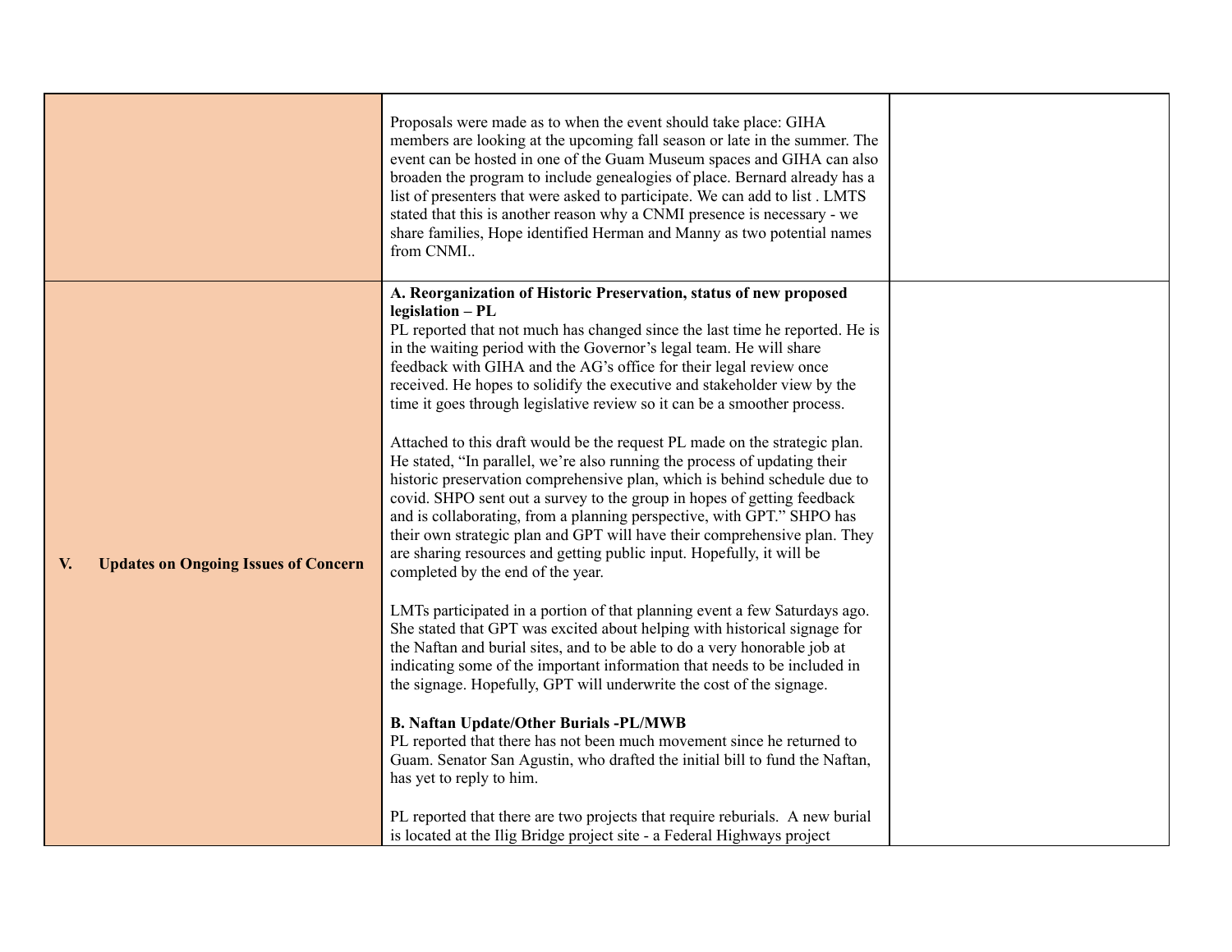| | | |
|---|---|---|
| | Proposals were made as to when the event should take place: GIHA members are looking at the upcoming fall season or late in the summer. The event can be hosted in one of the Guam Museum spaces and GIHA can also broaden the program to include genealogies of place. Bernard already has a list of presenters that were asked to participate. We can add to list . LMTS stated that this is another reason why a CNMI presence is necessary - we share families, Hope identified Herman and Manny as two potential names from CNMI.. | |
| **V. Updates on Ongoing Issues of Concern** | **A. Reorganization of Historic Preservation, status of new proposed legislation – PL**<br>PL reported that not much has changed since the last time he reported. He is in the waiting period with the Governor's legal team. He will share feedback with GIHA and the AG's office for their legal review once received. He hopes to solidify the executive and stakeholder view by the time it goes through legislative review so it can be a smoother process.<br><br>Attached to this draft would be the request PL made on the strategic plan. He stated, "In parallel, we're also running the process of updating their historic preservation comprehensive plan, which is behind schedule due to covid. SHPO sent out a survey to the group in hopes of getting feedback and is collaborating, from a planning perspective, with GPT." SHPO has their own strategic plan and GPT will have their comprehensive plan. They are sharing resources and getting public input. Hopefully, it will be completed by the end of the year.<br><br>LMTs participated in a portion of that planning event a few Saturdays ago. She stated that GPT was excited about helping with historical signage for the Naftan and burial sites, and to be able to do a very honorable job at indicating some of the important information that needs to be included in the signage. Hopefully, GPT will underwrite the cost of the signage.<br><br>**B. Naftan Update/Other Burials -PL/MWB**<br>PL reported that there has not been much movement since he returned to Guam. Senator San Agustin, who drafted the initial bill to fund the Naftan, has yet to reply to him.<br><br>PL reported that there are two projects that require reburials. A new burial is located at the Ilig Bridge project site - a Federal Highways project | |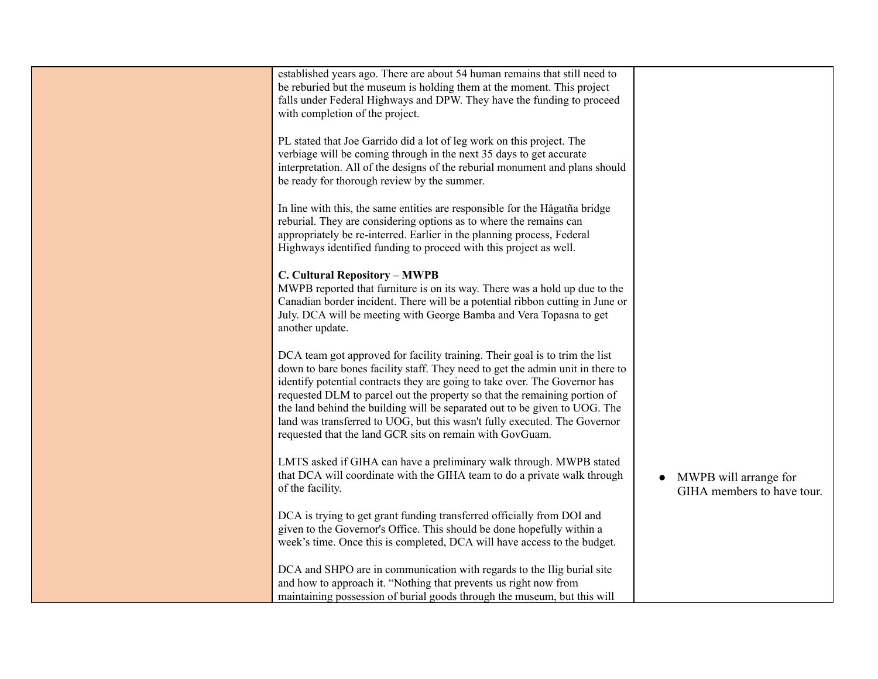| | | |
|---|---|---|
| | established years ago. There are about 54 human remains that still need to be reburied but the museum is holding them at the moment. This project falls under Federal Highways and DPW. They have the funding to proceed with completion of the project.<br><br>PL stated that Joe Garrido did a lot of leg work on this project. The verbiage will be coming through in the next 35 days to get accurate interpretation. All of the designs of the reburial monument and plans should be ready for thorough review by the summer.<br><br>In line with this, the same entities are responsible for the Hågatña bridge reburial. They are considering options as to where the remains can appropriately be re-interred. Earlier in the planning process, Federal Highways identified funding to proceed with this project as well.<br><br>**C. Cultural Repository – MWPB**<br>MWPB reported that furniture is on its way. There was a hold up due to the Canadian border incident. There will be a potential ribbon cutting in June or July. DCA will be meeting with George Bamba and Vera Topasna to get another update.<br><br>DCA team got approved for facility training. Their goal is to trim the list down to bare bones facility staff. They need to get the admin unit in there to identify potential contracts they are going to take over. The Governor has requested DLM to parcel out the property so that the remaining portion of the land behind the building will be separated out to be given to UOG. The land was transferred to UOG, but this wasn't fully executed. The Governor requested that the land GCR sits on remain with GovGuam.<br><br>LMTS asked if GIHA can have a preliminary walk through. MWPB stated that DCA will coordinate with the GIHA team to do a private walk through of the facility.<br><br>DCA is trying to get grant funding transferred officially from DOI and given to the Governor's Office. This should be done hopefully within a week's time. Once this is completed, DCA will have access to the budget.<br><br>DCA and SHPO are in communication with regards to the Ilig burial site and how to approach it. "Nothing that prevents us right now from maintaining possession of burial goods through the museum, but this will | • MWPB will arrange for GIHA members to have tour. |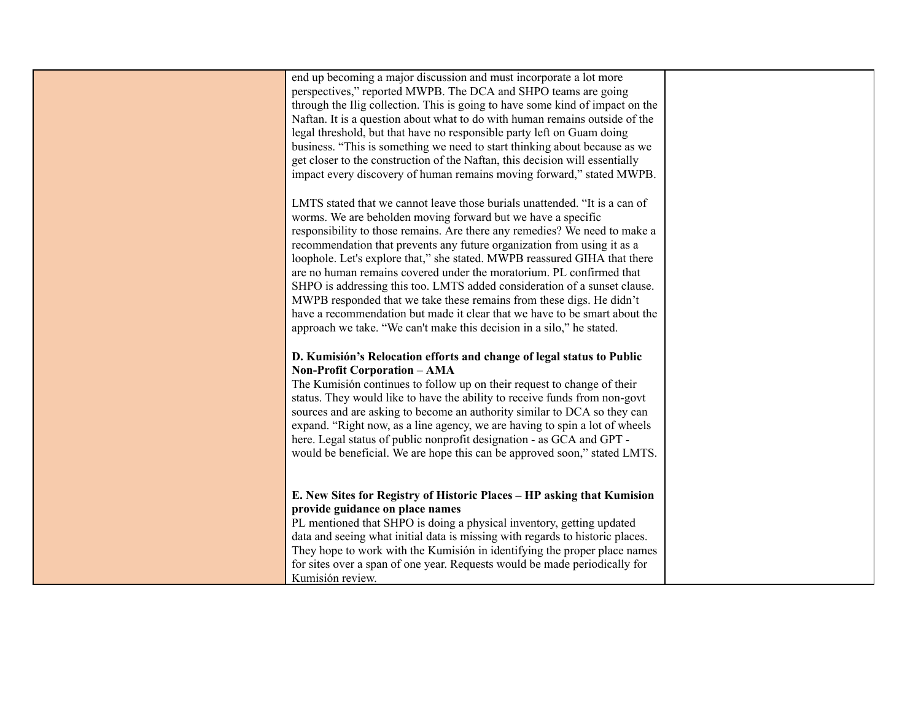| | | |
|---|---|---|
| | end up becoming a major discussion and must incorporate a lot more perspectives," reported MWPB. The DCA and SHPO teams are going through the Ilig collection. This is going to have some kind of impact on the Naftan. It is a question about what to do with human remains outside of the legal threshold, but that have no responsible party left on Guam doing business. "This is something we need to start thinking about because as we get closer to the construction of the Naftan, this decision will essentially impact every discovery of human remains moving forward," stated MWPB.<br><br>LMTS stated that we cannot leave those burials unattended. "It is a can of worms. We are beholden moving forward but we have a specific responsibility to those remains. Are there any remedies? We need to make a recommendation that prevents any future organization from using it as a loophole. Let's explore that," she stated. MWPB reassured GIHA that there are no human remains covered under the moratorium. PL confirmed that SHPO is addressing this too. LMTS added consideration of a sunset clause. MWPB responded that we take these remains from these digs. He didn't have a recommendation but made it clear that we have to be smart about the approach we take. "We can't make this decision in a silo," he stated.<br><br>**D. Kumisión's Relocation efforts and change of legal status to Public Non-Profit Corporation – AMA**<br>The Kumisión continues to follow up on their request to change of their status. They would like to have the ability to receive funds from non-govt sources and are asking to become an authority similar to DCA so they can expand. "Right now, as a line agency, we are having to spin a lot of wheels here. Legal status of public nonprofit designation - as GCA and GPT - would be beneficial. We are hope this can be approved soon," stated LMTS.<br><br>**E. New Sites for Registry of Historic Places – HP asking that Kumision provide guidance on place names**<br>PL mentioned that SHPO is doing a physical inventory, getting updated data and seeing what initial data is missing with regards to historic places. They hope to work with the Kumisión in identifying the proper place names for sites over a span of one year. Requests would be made periodically for Kumisión review. | |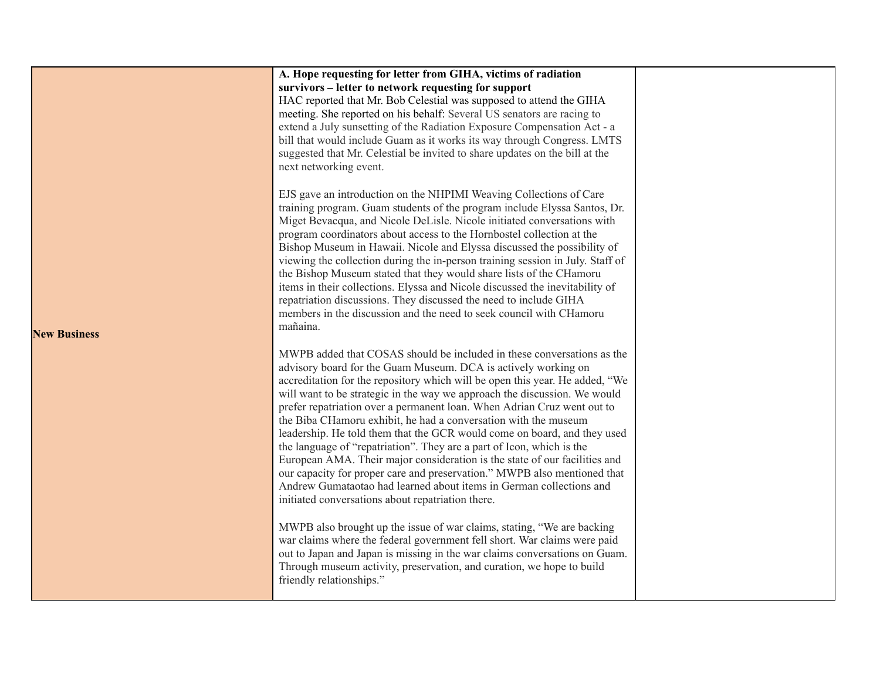| | | |
|---|---|---|
| **New Business** | **A. Hope requesting for letter from GIHA, victims of radiation survivors – letter to network requesting for support**<br>HAC reported that Mr. Bob Celestial was supposed to attend the GIHA meeting. She reported on his behalf: Several US senators are racing to extend a July sunsetting of the Radiation Exposure Compensation Act - a bill that would include Guam as it works its way through Congress. LMTS suggested that Mr. Celestial be invited to share updates on the bill at the next networking event.<br><br>EJS gave an introduction on the NHPIMI Weaving Collections of Care training program. Guam students of the program include Elyssa Santos, Dr. Miget Bevacqua, and Nicole DeLisle. Nicole initiated conversations with program coordinators about access to the Hornbostel collection at the Bishop Museum in Hawaii. Nicole and Elyssa discussed the possibility of viewing the collection during the in-person training session in July. Staff of the Bishop Museum stated that they would share lists of the CHamoru items in their collections. Elyssa and Nicole discussed the inevitability of repatriation discussions. They discussed the need to include GIHA members in the discussion and the need to seek council with CHamoru mañaina.<br><br>MWPB added that COSAS should be included in these conversations as the advisory board for the Guam Museum. DCA is actively working on accreditation for the repository which will be open this year. He added, "We will want to be strategic in the way we approach the discussion. We would prefer repatriation over a permanent loan. When Adrian Cruz went out to the Biba CHamoru exhibit, he had a conversation with the museum leadership. He told them that the GCR would come on board, and they used the language of "repatriation". They are a part of Icon, which is the European AMA. Their major consideration is the state of our facilities and our capacity for proper care and preservation." MWPB also mentioned that Andrew Gumataotao had learned about items in German collections and initiated conversations about repatriation there.<br><br>MWPB also brought up the issue of war claims, stating, "We are backing war claims where the federal government fell short. War claims were paid out to Japan and Japan is missing in the war claims conversations on Guam. Through museum activity, preservation, and curation, we hope to build friendly relationships." | |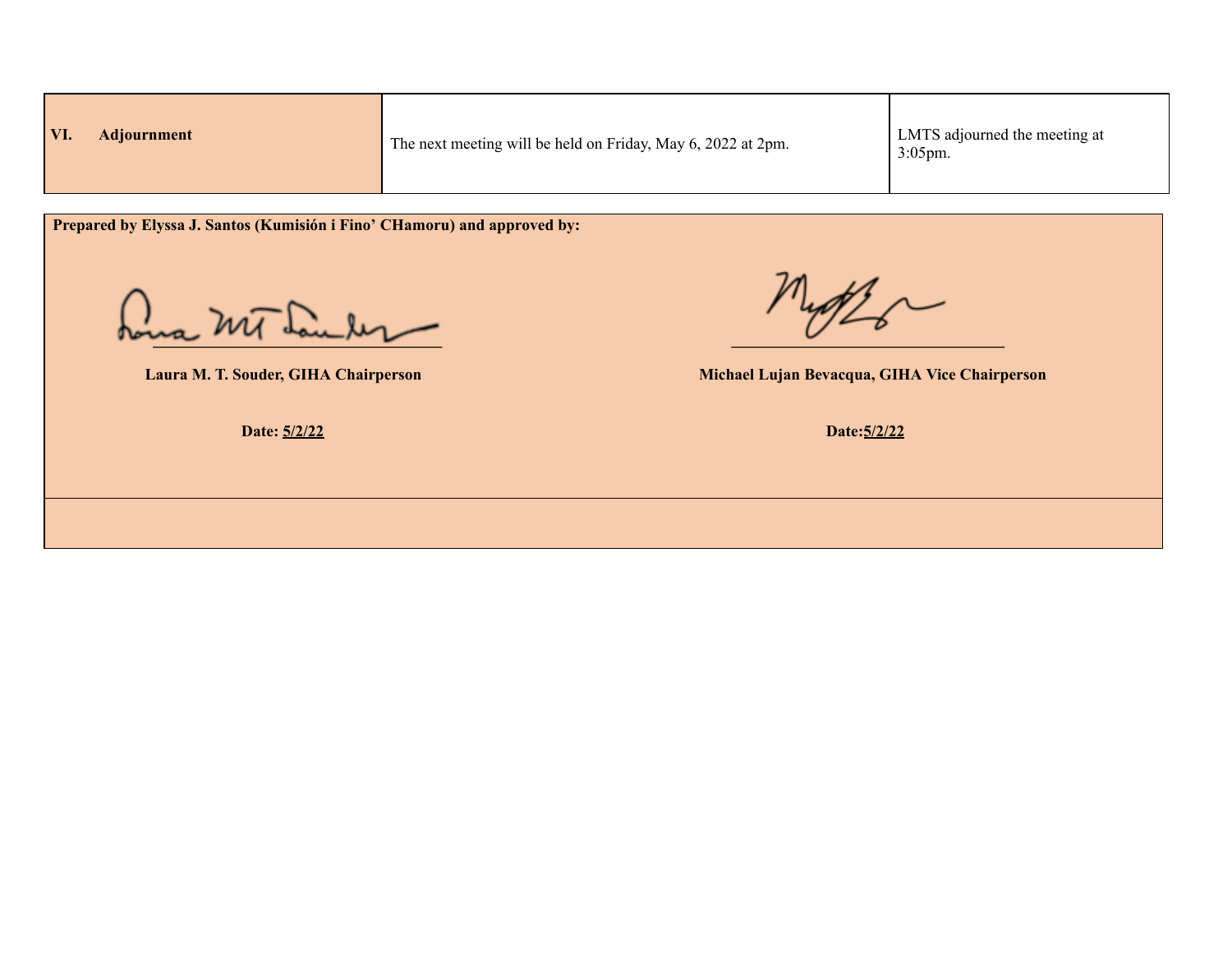| | | |
|---|---|---|
| **VI. Adjournment** | The next meeting will be held on Friday, May 6, 2022 at 2pm. | LMTS adjourned the meeting at 3:05pm. |

**Prepared by Elyssa J. Santos (Kumisión i Fino' CHamoru) and approved by:**

**Laura M. T. Souder, GIHA Chairperson**

**Date: 5/2/22**

**Michael Lujan Bevacqua, GIHA Vice Chairperson**

**Date: 5/2/22**